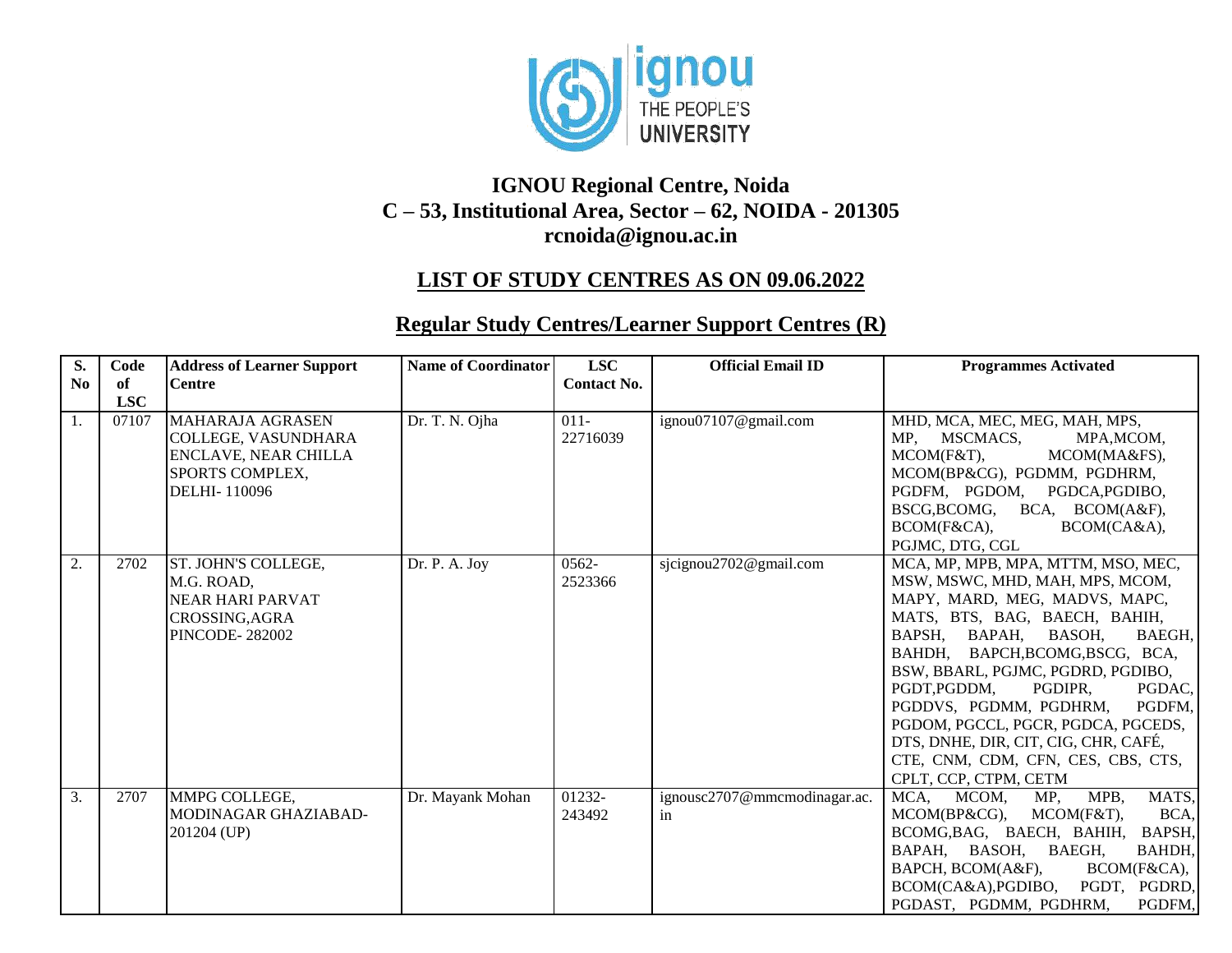# IGNOU Regional Centre, Noida

## C – 53, Institutional Area, Sector – 62, NOIDA - 201305

## rcnoida@ignou.ac.in

## LIST OF STUDY CENTRES AS ON 09.06.2022

## Regular Study Centres/Learner Support Centres (R)

| S. No | Code of LSC | Address of Learner Support Centre | Name of Coordinator | LSC Contact No. | Official Email ID | Programmes Activated |
|---|---|---|---|---|---|---|
| 1. | 07107 | MAHARAJA AGRASEN COLLEGE, VASUNDHARA ENCLAVE, NEAR CHILLA SPORTS COMPLEX, DELHI- 110096 | Dr. T. N. Ojha | 011-22716039 | ignou07107@gmail.com | MHD, MCA, MEC, MEG, MAH, MPS, MP, MSCMACS, MPA,MCOM, MCOM(F&T), MCOM(MA&FS), MCOM(BP&CG), PGDMM, PGDHRM, PGDFM, PGDOM, PGDCA,PGDIBO, BSCG,BCOMG, BCA, BCOM(A&F), BCOM(F&CA), BCOM(CA&A), PGJMC, DTG, CGL |
| 2. | 2702 | ST. JOHN'S COLLEGE, M.G. ROAD, NEAR HARI PARVAT CROSSING,AGRA PINCODE- 282002 | Dr. P. A. Joy | 0562-2523366 | sjcignou2702@gmail.com | MCA, MP, MPB, MPA, MTTM, MSO, MEC, MSW, MSWC, MHD, MAH, MPS, MCOM, MAPY, MARD, MEG, MADVS, MAPC, MATS, BTS, BAG, BAECH, BAHIH, BAPSH, BAPAH, BASOH, BAEGH, BAHDH, BAPCH,BCOMG,BSCG, BCA, BSW, BBARL, PGJMC, PGDRD, PGDIBO, PGDT,PGDDM, PGDIPR, PGDAC, PGDDVS, PGDMM, PGDHRM, PGDFM, PGDOM, PGCCL, PGCR, PGDCA, PGCEDS, DTS, DNHE, DIR, CIT, CIG, CHR, CAFÉ, CTE, CNM, CDM, CFN, CES, CBS, CTS, CPLT, CCP, CTPM, CETM |
| 3. | 2707 | MMPG COLLEGE, MODINAGAR GHAZIABAD-201204 (UP) | Dr. Mayank Mohan | 01232-243492 | ignousc2707@mmcmodinagar.ac.in | MCA, MCOM, MP, MPB, MATS, MCOM(BP&CG), MCOM(F&T), BCA, BCOMG,BAG, BAECH, BAHIH, BAPSH, BAPAH, BASOH, BAEGH, BAHDH, BAPCH, BCOM(A&F), BCOM(F&CA), BCOM(CA&A),PGDIBO, PGDT, PGDRD, PGDAST, PGDMM, PGDHRM, PGDFM, |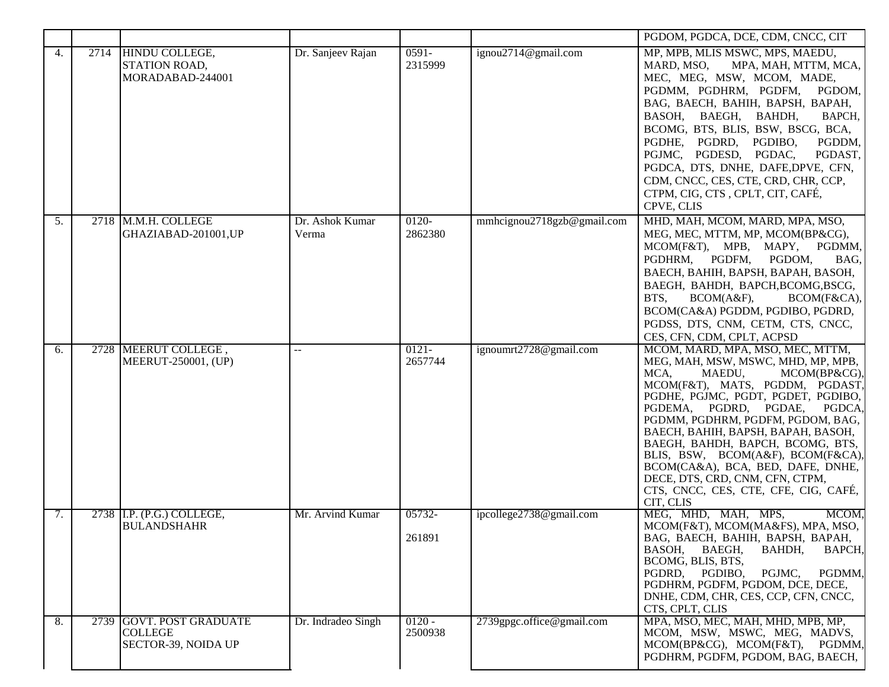| | | | | | | |
|---|---|---|---|---|---|---|
| | | | | | | PGDOM, PGDCA, DCE, CDM, CNCC, CIT |
| 4. | 2714 | HINDU COLLEGE, STATION ROAD, MORADABAD-244001 | Dr. Sanjeev Rajan | 0591-2315999 | ignou2714@gmail.com | MP, MPB, MLIS MSWC, MPS, MAEDU, MARD, MSO, MPA, MAH, MTTM, MCA, MEC, MEG, MSW, MCOM, MADE, PGDMM, PGDHRM, PGDFM, PGDOM, BAG, BAECH, BAHIH, BAPSH, BAPAH, BASOH, BAEGH, BAHDH, BAPCH, BCOMG, BTS, BLIS, BSW, BSCG, BCA, PGDHE, PGDRD, PGDIBO, PGDDM, PGJMC, PGDESD, PGDAC, PGDAST, PGDCA, DTS, DNHE, DAFE,DPVE, CFN, CDM, CNCC, CES, CTE, CRD, CHR, CCP, CTPM, CIG, CTS , CPLT, CIT, CAFÉ, CPVE, CLIS |
| 5. | 2718 | M.M.H. COLLEGE GHAZIABAD-201001,UP | Dr. Ashok Kumar Verma | 0120-2862380 | mmhcignou2718gzb@gmail.com | MHD, MAH, MCOM, MARD, MPA, MSO, MEG, MEC, MTTM, MP, MCOM(BP&CG), MCOM(F&T), MPB, MAPY, PGDMM, PGDHRM, PGDFM, PGDOM, BAG, BAECH, BAHIH, BAPSH, BAPAH, BASOH, BAEGH, BAHDH, BAPCH,BCOMG,BSCG, BTS, BCOM(A&F), BCOM(F&CA), BCOM(CA&A) PGDDM, PGDIBO, PGDRD, PGDSS, DTS, CNM, CETM, CTS, CNCC, CES, CFN, CDM, CPLT, ACPSD |
| 6. | 2728 | MEERUT COLLEGE , MEERUT-250001, (UP) | -- | 0121-2657744 | ignoumrt2728@gmail.com | MCOM, MARD, MPA, MSO, MEC, MTTM, MEG, MAH, MSW, MSWC, MHD, MP, MPB, MCA, MAEDU, MCOM(BP&CG), MCOM(F&T), MATS, PGDDM, PGDAST, PGDHE, PGJMC, PGDT, PGDET, PGDIBO, PGDEMA, PGDRD, PGDAE, PGDCA, PGDMM, PGDHRM, PGDFM, PGDOM, BAG, BAECH, BAHIH, BAPSH, BAPAH, BASOH, BAEGH, BAHDH, BAPCH, BCOMG, BTS, BLIS, BSW, BCOM(A&F), BCOM(F&CA), BCOM(CA&A), BCA, BED, DAFE, DNHE, DECE, DTS, CRD, CNM, CFN, CTPM, CTS, CNCC, CES, CTE, CFE, CIG, CAFÉ, CIT, CLIS |
| 7. | 2738 | I.P. (P.G.) COLLEGE, BULANDSHAHR | Mr. Arvind Kumar | 05732-261891 | ipcollege2738@gmail.com | MEG, MHD, MAH, MPS, MCOM, MCOM(F&T), MCOM(MA&FS), MPA, MSO, BAG, BAECH, BAHIH, BAPSH, BAPAH, BASOH, BAEGH, BAHDH, BAPCH, BCOMG, BLIS, BTS, PGDRD, PGDIBO, PGJMC, PGDMM, PGDHRM, PGDFM, PGDOM, DCE, DECE, DNHE, CDM, CHR, CES, CCP, CFN, CNCC, CTS, CPLT, CLIS |
| 8. | 2739 | GOVT. POST GRADUATE COLLEGE SECTOR-39, NOIDA UP | Dr. Indradeo Singh | 0120 - 2500938 | 2739gpgc.office@gmail.com | MPA, MSO, MEC, MAH, MHD, MPB, MP, MCOM, MSW, MSWC, MEG, MADVS, MCOM(BP&CG), MCOM(F&T), PGDMM, PGDHRM, PGDFM, PGDOM, BAG, BAECH, |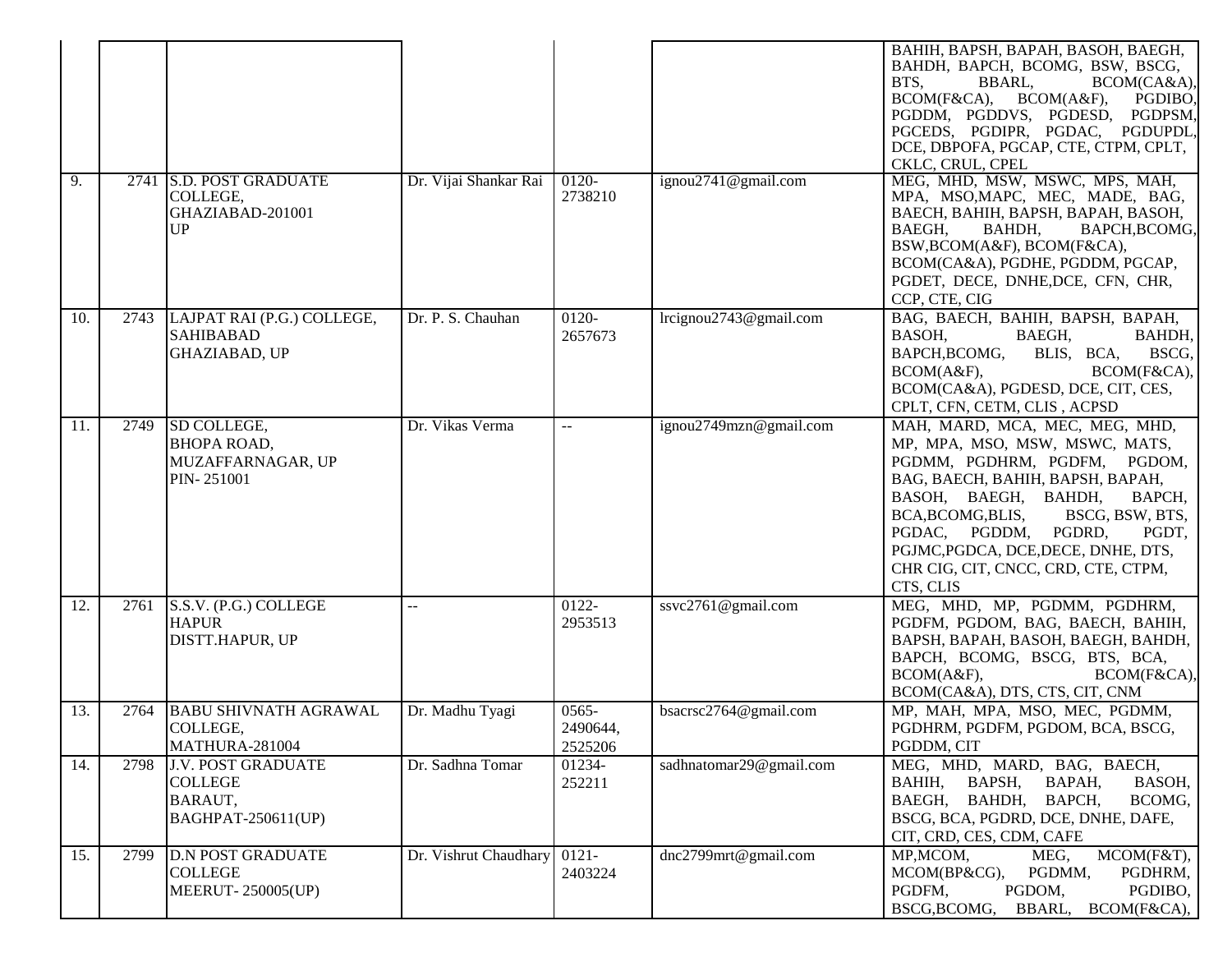| | | | | | | |
|---|---|---|---|---|---|---|
| | | | | | | BAHIH, BAPSH, BAPAH, BASOH, BAEGH, BAHDH, BAPCH, BCOMG, BSW, BSCG, BTS, BBARL, BCOM(CA&A), BCOM(F&CA), BCOM(A&F), PGDIBO, PGDDM, PGDDVS, PGDESD, PGDPSM, PGCEDS, PGDIPR, PGDAC, PGDUPDL, DCE, DBPOFA, PGCAP, CTE, CTPM, CPLT, CKLC, CRUL, CPEL |
| 9. | 2741 | S.D. POST GRADUATE COLLEGE, GHAZIABAD-201001 UP | Dr. Vijai Shankar Rai | 0120-2738210 | ignou2741@gmail.com | MEG, MHD, MSW, MSWC, MPS, MAH, MPA, MSO,MAPC, MEC, MADE, BAG, BAECH, BAHIH, BAPSH, BAPAH, BASOH, BAEGH, BAHDH, BAPCH,BCOMG, BSW,BCOM(A&F), BCOM(F&CA), BCOM(CA&A), PGDHE, PGDDM, PGCAP, PGDET, DECE, DNHE,DCE, CFN, CHR, CCP, CTE, CIG |
| 10. | 2743 | LAJPAT RAI (P.G.) COLLEGE, SAHIBABAD GHAZIABAD, UP | Dr. P. S. Chauhan | 0120-2657673 | lrcignou2743@gmail.com | BAG, BAECH, BAHIH, BAPSH, BAPAH, BASOH, BAEGH, BAHDH, BAPCH,BCOMG, BLIS, BCA, BSCG, BCOM(A&F), BCOM(F&CA), BCOM(CA&A), PGDESD, DCE, CIT, CES, CPLT, CFN, CETM, CLIS , ACPSD |
| 11. | 2749 | SD COLLEGE, BHOPA ROAD, MUZAFFARNAGAR, UP PIN- 251001 | Dr. Vikas Verma | -- | ignou2749mzn@gmail.com | MAH, MARD, MCA, MEC, MEG, MHD, MP, MPA, MSO, MSW, MSWC, MATS, PGDMM, PGDHRM, PGDFM, PGDOM, BAG, BAECH, BAHIH, BAPSH, BAPAH, BASOH, BAEGH, BAHDH, BAPCH, BCA,BCOMG,BLIS, BSCG, BSW, BTS, PGDAC, PGDDM, PGDRD, PGDT, PGJMC,PGDCA, DCE,DECE, DNHE, DTS, CHR CIG, CIT, CNCC, CRD, CTE, CTPM, CTS, CLIS |
| 12. | 2761 | S.S.V. (P.G.) COLLEGE HAPUR DISTT.HAPUR, UP | -- | 0122-2953513 | ssvc2761@gmail.com | MEG, MHD, MP, PGDMM, PGDHRM, PGDFM, PGDOM, BAG, BAECH, BAHIH, BAPSH, BAPAH, BASOH, BAEGH, BAHDH, BAPCH, BCOMG, BSCG, BTS, BCA, BCOM(A&F), BCOM(F&CA), BCOM(CA&A), DTS, CTS, CIT, CNM |
| 13. | 2764 | BABU SHIVNATH AGRAWAL COLLEGE, MATHURA-281004 | Dr. Madhu Tyagi | 0565-2490644, 2525206 | bsacrsc2764@gmail.com | MP, MAH, MPA, MSO, MEC, PGDMM, PGDHRM, PGDFM, PGDOM, BCA, BSCG, PGDDM, CIT |
| 14. | 2798 | J.V. POST GRADUATE COLLEGE BARAUT, BAGHPAT-250611(UP) | Dr. Sadhna Tomar | 01234-252211 | sadhnatomar29@gmail.com | MEG, MHD, MARD, BAG, BAECH, BAHIH, BAPSH, BAPAH, BASOH, BAEGH, BAHDH, BAPCH, BCOMG, BSCG, BCA, PGDRD, DCE, DNHE, DAFE, CIT, CRD, CES, CDM, CAFE |
| 15. | 2799 | D.N POST GRADUATE COLLEGE MEERUT- 250005(UP) | Dr. Vishrut Chaudhary | 0121-2403224 | dnc2799mrt@gmail.com | MP,MCOM, MEG, MCOM(F&T), MCOM(BP&CG), PGDMM, PGDHRM, PGDFM, PGDOM, PGDIBO, BSCG,BCOMG, BBARL, BCOM(F&CA), |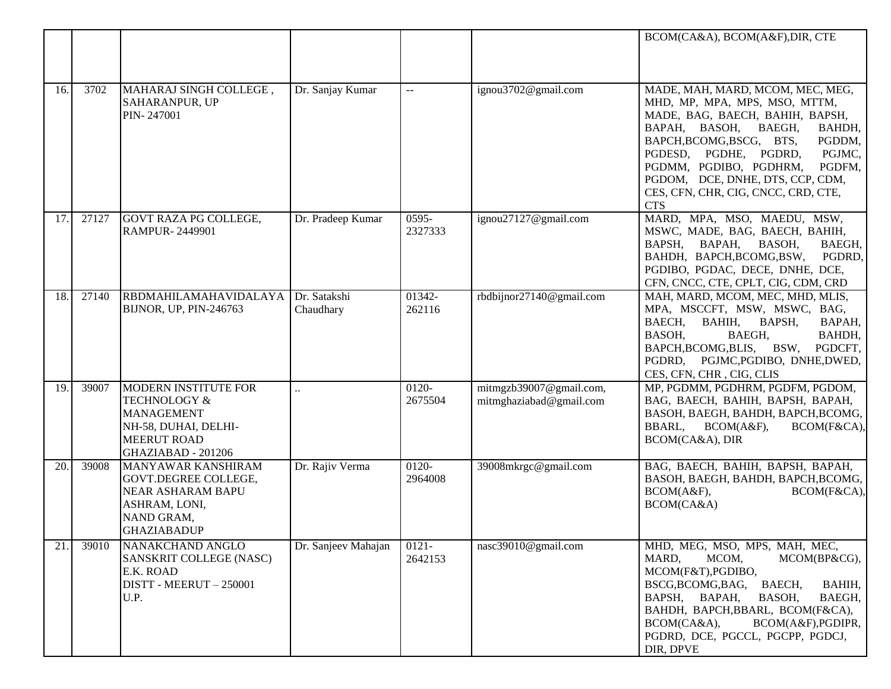| | | | | | | |
|---|---|---|---|---|---|---|
| | | | | | | BCOM(CA&A), BCOM(A&F),DIR, CTE |
| 16. | 3702 | MAHARAJ SINGH COLLEGE , SAHARANPUR, UP PIN- 247001 | Dr. Sanjay Kumar | -- | ignou3702@gmail.com | MADE, MAH, MARD, MCOM, MEC, MEG, MHD, MP, MPA, MPS, MSO, MTTM, MADE, BAG, BAECH, BAHIH, BAPSH, BAPAH, BASOH, BAEGH, BAHDH, BAPCH,BCOMG,BSCG, BTS, PGDDM, PGDESD, PGDHE, PGDRD, PGJMC, PGDMM, PGDIBO, PGDHRM, PGDFM, PGDOM, DCE, DNHE, DTS, CCP, CDM, CES, CFN, CHR, CIG, CNCC, CRD, CTE, CTS |
| 17. | 27127 | GOVT RAZA PG COLLEGE, RAMPUR- 2449901 | Dr. Pradeep Kumar | 0595-2327333 | ignou27127@gmail.com | MARD, MPA, MSO, MAEDU, MSW, MSWC, MADE, BAG, BAECH, BAHIH, BAPSH, BAPAH, BASOH, BAEGH, BAHDH, BAPCH,BCOMG,BSW, PGDRD, PGDIBO, PGDAC, DECE, DNHE, DCE, CFN, CNCC, CTE, CPLT, CIG, CDM, CRD |
| 18. | 27140 | RBDMAHILAMAHAVIDALAYA BIJNOR, UP, PIN-246763 | Dr. Satakshi Chaudhary | 01342-262116 | rbdbijnor27140@gmail.com | MAH, MARD, MCOM, MEC, MHD, MLIS, MPA, MSCCFT, MSW, MSWC, BAG, BAECH, BAHIH, BAPSH, BAPAH, BASOH, BAEGH, BAHDH, BAPCH,BCOMG,BLIS, BSW, PGDCFT, PGDRD, PGJMC,PGDIBO, DNHE,DWED, CES, CFN, CHR , CIG, CLIS |
| 19. | 39007 | MODERN INSTITUTE FOR TECHNOLOGY & MANAGEMENT NH-58, DUHAI, DELHI-MEERUT ROAD GHAZIABAD - 201206 | .. | 0120-2675504 | mitmgzb39007@gmail.com, mitmghaziabad@gmail.com | MP, PGDMM, PGDHRM, PGDFM, PGDOM, BAG, BAECH, BAHIH, BAPSH, BAPAH, BASOH, BAEGH, BAHDH, BAPCH,BCOMG, BBARL, BCOM(A&F), BCOM(F&CA), BCOM(CA&A), DIR |
| 20. | 39008 | MANYAWAR KANSHIRAM GOVT.DEGREE COLLEGE, NEAR ASHARAM BAPU ASHRAM, LONI, NAND GRAM, GHAZIABADUP | Dr. Rajiv Verma | 0120-2964008 | 39008mkrgc@gmail.com | BAG, BAECH, BAHIH, BAPSH, BAPAH, BASOH, BAEGH, BAHDH, BAPCH,BCOMG, BCOM(A&F), BCOM(F&CA), BCOM(CA&A) |
| 21. | 39010 | NANAKCHAND ANGLO SANSKRIT COLLEGE (NASC) E.K. ROAD DISTT - MEERUT – 250001 U.P. | Dr. Sanjeev Mahajan | 0121-2642153 | nasc39010@gmail.com | MHD, MEG, MSO, MPS, MAH, MEC, MARD, MCOM, MCOM(BP&CG), MCOM(F&T),PGDIBO, BSCG,BCOMG,BAG, BAECH, BAHIH, BAPSH, BAPAH, BASOH, BAEGH, BAHDH, BAPCH,BBARL, BCOM(F&CA), BCOM(CA&A), BCOM(A&F),PGDIPR, PGDRD, DCE, PGCCL, PGCPP, PGDCJ, DIR, DPVE |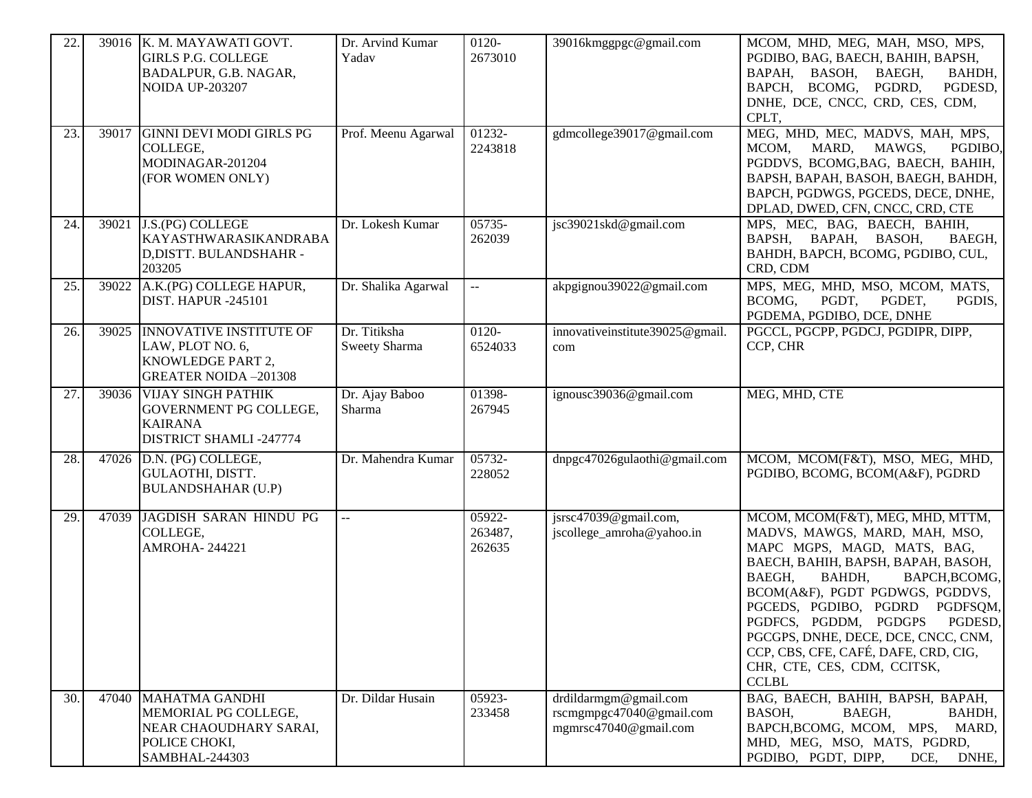| 22. | 39016 | K. M. MAYAWATI GOVT. GIRLS P.G. COLLEGE BADALPUR, G.B. NAGAR, NOIDA UP-203207 | Dr. Arvind Kumar Yadav | 0120-2673010 | 39016kmggpgc@gmail.com | MCOM, MHD, MEG, MAH, MSO, MPS, PGDIBO, BAG, BAECH, BAHIH, BAPSH, BAPAH, BASOH, BAEGH, BAHDH, BAPCH, BCOMG, PGDRD, PGDESD, DNHE, DCE, CNCC, CRD, CES, CDM, CPLT, |
|---|---|---|---|---|---|---|
| 23. | 39017 | GINNI DEVI MODI GIRLS PG COLLEGE, MODINAGAR-201204 (FOR WOMEN ONLY) | Prof. Meenu Agarwal | 01232-2243818 | gdmcollege39017@gmail.com | MEG, MHD, MEC, MADVS, MAH, MPS, MCOM, MARD, MAWGS, PGDIBO, PGDDVS, BCOMG,BAG, BAECH, BAHIH, BAPSH, BAPAH, BASOH, BAEGH, BAHDH, BAPCH, PGDWGS, PGCEDS, DECE, DNHE, DPLAD, DWED, CFN, CNCC, CRD, CTE |
| 24. | 39021 | J.S.(PG) COLLEGE KAYASTHWARASIKANDRABA D,DISTT. BULANDSHAHR - 203205 | Dr. Lokesh Kumar | 05735-262039 | jsc39021skd@gmail.com | MPS, MEC, BAG, BAECH, BAHIH, BAPSH, BAPAH, BASOH, BAEGH, BAHDH, BAPCH, BCOMG, PGDIBO, CUL, CRD, CDM |
| 25. | 39022 | A.K.(PG) COLLEGE HAPUR, DIST. HAPUR -245101 | Dr. Shalika Agarwal | -- | akpgignou39022@gmail.com | MPS, MEG, MHD, MSO, MCOM, MATS, BCOMG, PGDT, PGDET, PGDIS, PGDEMA, PGDIBO, DCE, DNHE |
| 26. | 39025 | INNOVATIVE INSTITUTE OF LAW, PLOT NO. 6, KNOWLEDGE PART 2, GREATER NOIDA –201308 | Dr. Titiksha Sweety Sharma | 0120-6524033 | innovativeinstitute39025@gmail.com | PGCCL, PGCPP, PGDCJ, PGDIPR, DIPP, CCP, CHR |
| 27. | 39036 | VIJAY SINGH PATHIK GOVERNMENT PG COLLEGE, KAIRANA DISTRICT SHAMLI -247774 | Dr. Ajay Baboo Sharma | 01398-267945 | ignousc39036@gmail.com | MEG, MHD, CTE |
| 28. | 47026 | D.N. (PG) COLLEGE, GULAOTHI, DISTT. BULANDSHAHAR (U.P) | Dr. Mahendra Kumar | 05732-228052 | dnpgc47026gulaothi@gmail.com | MCOM, MCOM(F&T), MSO, MEG, MHD, PGDIBO, BCOMG, BCOM(A&F), PGDRD |
| 29. | 47039 | JAGDISH SARAN HINDU PG COLLEGE, AMROHA- 244221 | -- | 05922-263487, 262635 | jsrsc47039@gmail.com, jscollege_amroha@yahoo.in | MCOM, MCOM(F&T), MEG, MHD, MTTM, MADVS, MAWGS, MARD, MAH, MSO, MAPC MGPS, MAGD, MATS, BAG, BAECH, BAHIH, BAPSH, BAPAH, BASOH, BAEGH, BAHDH, BAPCH,BCOMG, BCOM(A&F), PGDT PGDWGS, PGDDVS, PGCEDS, PGDIBO, PGDRD PGDFSQM, PGDFCS, PGDDM, PGDGPS PGDESD, PGCGPS, DNHE, DECE, DCE, CNCC, CNM, CCP, CBS, CFE, CAFÉ, DAFE, CRD, CIG, CHR, CTE, CES, CDM, CCITSK, CCLBL |
| 30. | 47040 | MAHATMA GANDHI MEMORIAL PG COLLEGE, NEAR CHAOUDHARY SARAI, POLICE CHOKI, SAMBHAL-244303 | Dr. Dildar Husain | 05923-233458 | drdildarmgm@gmail.com rscmgmpgc47040@gmail.com mgmrsc47040@gmail.com | BAG, BAECH, BAHIH, BAPSH, BAPAH, BASOH, BAEGH, BAHDH, BAPCH,BCOMG, MCOM, MPS, MARD, MHD, MEG, MSO, MATS, PGDRD, PGDIBO, PGDT, DIPP, DCE, DNHE, |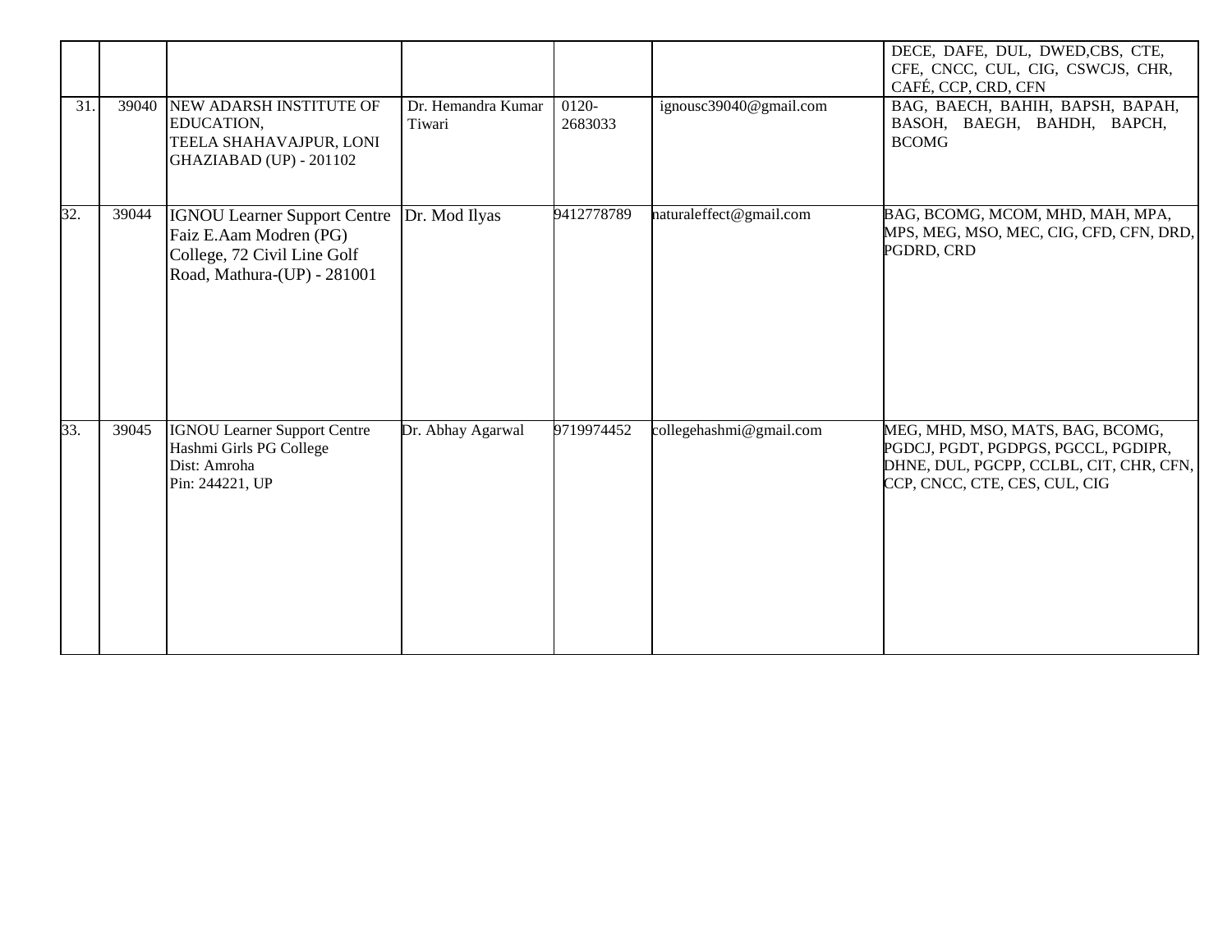| | | | | | | |
|---|---|---|---|---|---|---|
| | | | | | | DECE, DAFE, DUL, DWED,CBS, CTE, CFE, CNCC, CUL, CIG, CSWCJS, CHR, CAFÉ, CCP, CRD, CFN |
| 31. | 39040 | NEW ADARSH INSTITUTE OF EDUCATION, TEELA SHAHAVAJPUR, LONI GHAZIABAD (UP) - 201102 | Dr. Hemandra Kumar Tiwari | 0120-2683033 | ignousc39040@gmail.com | BAG, BAECH, BAHIH, BAPSH, BAPAH, BASOH, BAEGH, BAHDH, BAPCH, BCOMG |
| 32. | 39044 | IGNOU Learner Support Centre Faiz E.Aam Modren (PG) College, 72 Civil Line Golf Road, Mathura-(UP) - 281001 | Dr. Mod Ilyas | 9412778789 | naturaleffect@gmail.com | BAG, BCOMG, MCOM, MHD, MAH, MPA, MPS, MEG, MSO, MEC, CIG, CFD, CFN, DRD, PGDRD, CRD |
| 33. | 39045 | IGNOU Learner Support Centre Hashmi Girls PG College Dist: Amroha Pin: 244221, UP | Dr. Abhay Agarwal | 9719974452 | collegehashmi@gmail.com | MEG, MHD, MSO, MATS, BAG, BCOMG, PGDCJ, PGDT, PGDPGS, PGCCL, PGDIPR, DHNE, DUL, PGCPP, CCLBL, CIT, CHR, CFN, CCP, CNCC, CTE, CES, CUL, CIG |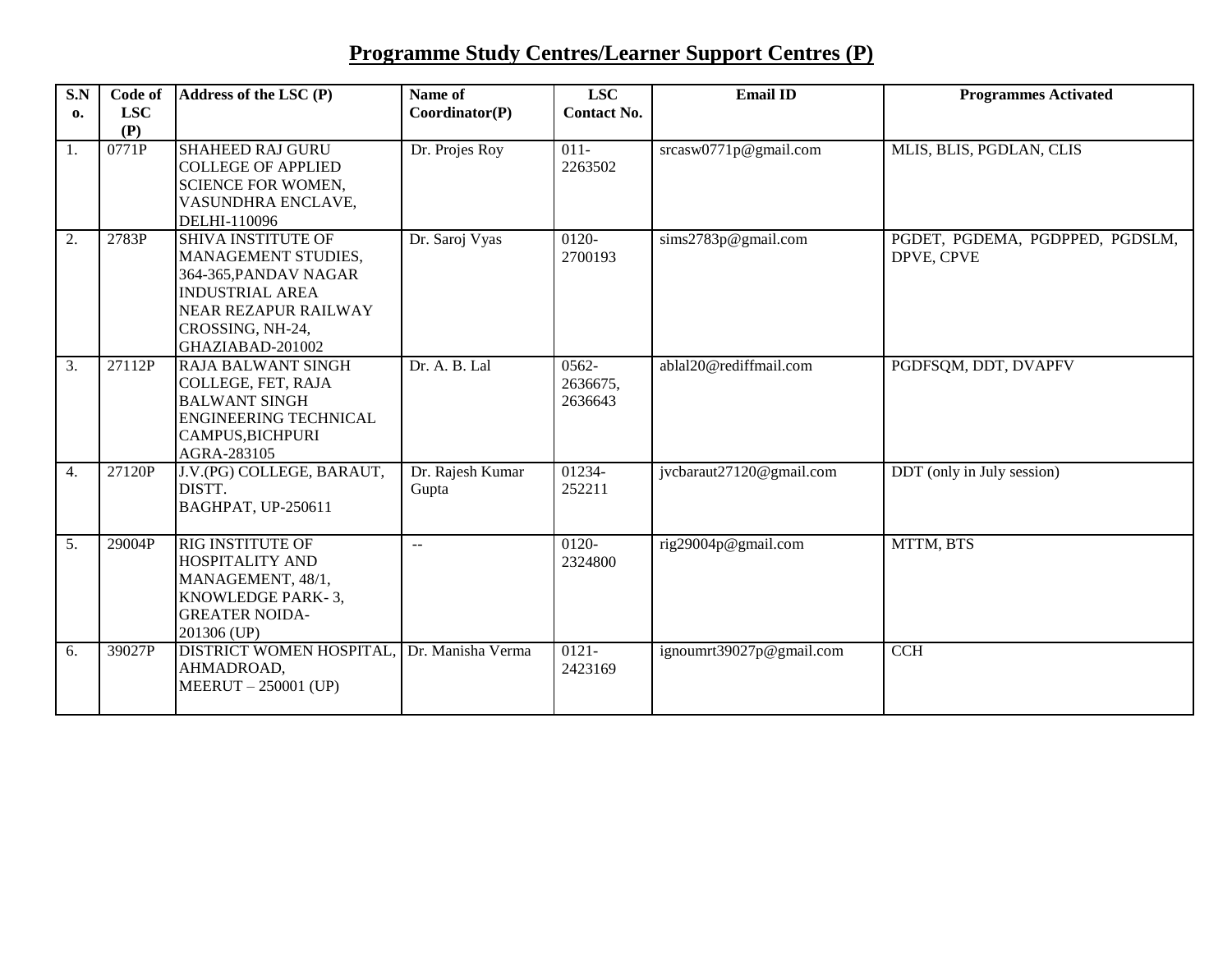## Programme Study Centres/Learner Support Centres (P)

| S.No. | Code of LSC (P) | Address of the LSC (P) | Name of Coordinator(P) | LSC Contact No. | Email ID | Programmes Activated |
|---|---|---|---|---|---|---|
| 1. | 0771P | SHAHEED RAJ GURU COLLEGE OF APPLIED SCIENCE FOR WOMEN, VASUNDHRA ENCLAVE, DELHI-110096 | Dr. Projes Roy | 011-2263502 | srcasw0771p@gmail.com | MLIS, BLIS, PGDLAN, CLIS |
| 2. | 2783P | SHIVA INSTITUTE OF MANAGEMENT STUDIES, 364-365,PANDAV NAGAR INDUSTRIAL AREA NEAR REZAPUR RAILWAY CROSSING, NH-24, GHAZIABAD-201002 | Dr. Saroj Vyas | 0120-2700193 | sims2783p@gmail.com | PGDET, PGDEMA, PGDPPED, PGDSLM, DPVE, CPVE |
| 3. | 27112P | RAJA BALWANT SINGH COLLEGE, FET, RAJA BALWANT SINGH ENGINEERING TECHNICAL CAMPUS,BICHPURI AGRA-283105 | Dr. A. B. Lal | 0562-2636675, 2636643 | ablal20@rediffmail.com | PGDFSQM, DDT, DVAPFV |
| 4. | 27120P | J.V.(PG) COLLEGE, BARAUT, DISTT. BAGHPAT, UP-250611 | Dr. Rajesh Kumar Gupta | 01234-252211 | jvcbaraut27120@gmail.com | DDT (only in July session) |
| 5. | 29004P | RIG INSTITUTE OF HOSPITALITY AND MANAGEMENT, 48/1, KNOWLEDGE PARK- 3, GREATER NOIDA-201306 (UP) | -- | 0120-2324800 | rig29004p@gmail.com | MTTM, BTS |
| 6. | 39027P | DISTRICT WOMEN HOSPITAL, AHMADROAD, MEERUT – 250001 (UP) | Dr. Manisha Verma | 0121-2423169 | ignoumrt39027p@gmail.com | CCH |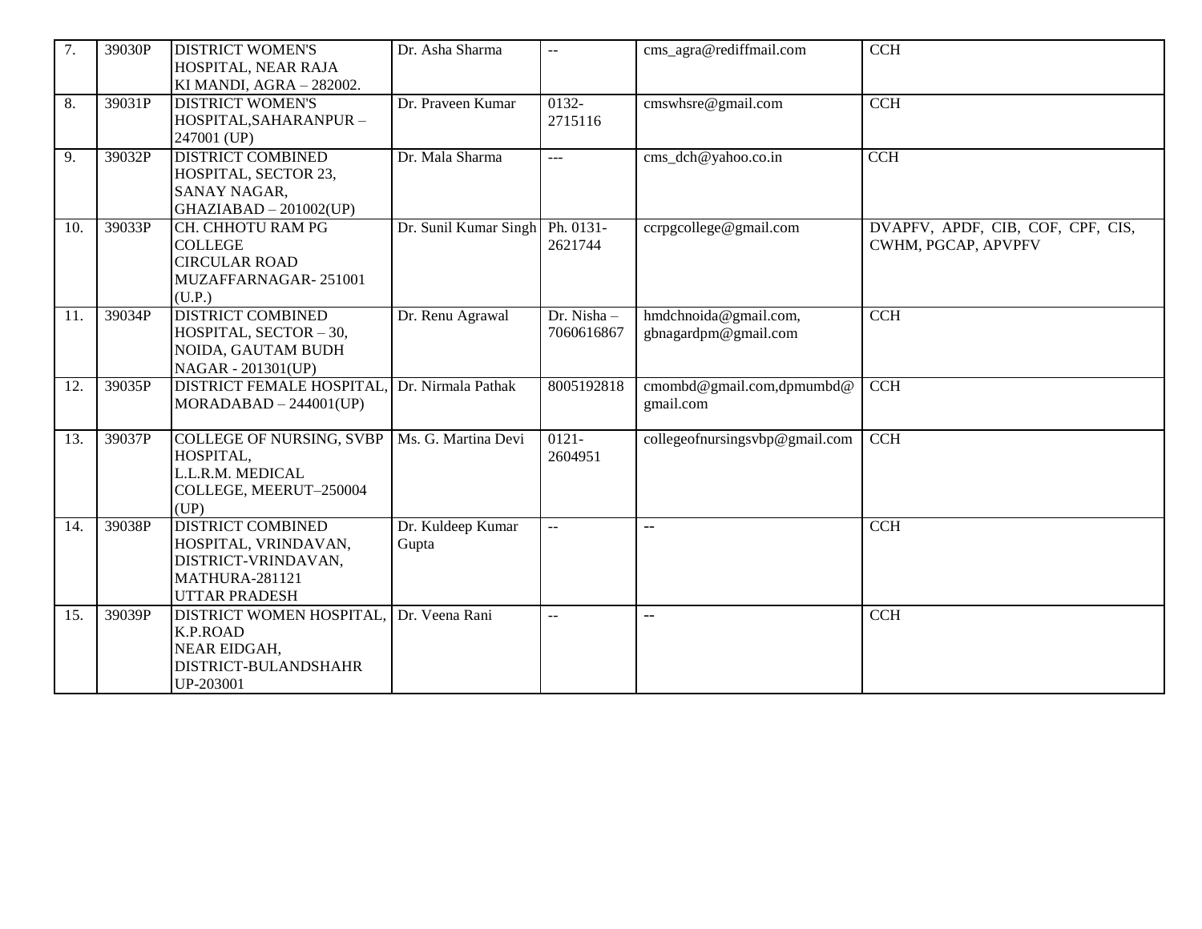| 7. | 39030P | DISTRICT WOMEN'S HOSPITAL, NEAR RAJA KI MANDI, AGRA – 282002. | Dr. Asha Sharma | -- | cms_agra@rediffmail.com | CCH |
|---|---|---|---|---|---|---|
| 8. | 39031P | DISTRICT WOMEN'S HOSPITAL,SAHARANPUR – 247001 (UP) | Dr. Praveen Kumar | 0132-2715116 | cmswhsre@gmail.com | CCH |
| 9. | 39032P | DISTRICT COMBINED HOSPITAL, SECTOR 23, SANAY NAGAR, GHAZIABAD – 201002(UP) | Dr. Mala Sharma | --- | cms_dch@yahoo.co.in | CCH |
| 10. | 39033P | CH. CHHOTU RAM PG COLLEGE CIRCULAR ROAD MUZAFFARNAGAR- 251001 (U.P.) | Dr. Sunil Kumar Singh | Ph. 0131-2621744 | ccrpgcollege@gmail.com | DVAPFV, APDF, CIB, COF, CPF, CIS, CWHM, PGCAP, APVPFV |
| 11. | 39034P | DISTRICT COMBINED HOSPITAL, SECTOR – 30, NOIDA, GAUTAM BUDH NAGAR - 201301(UP) | Dr. Renu Agrawal | Dr. Nisha – 7060616867 | hmdchnoida@gmail.com, gbnagardpm@gmail.com | CCH |
| 12. | 39035P | DISTRICT FEMALE HOSPITAL, MORADABAD – 244001(UP) | Dr. Nirmala Pathak | 8005192818 | cmombd@gmail.com,dpmumbd@gmail.com | CCH |
| 13. | 39037P | COLLEGE OF NURSING, SVBP HOSPITAL, L.L.R.M. MEDICAL COLLEGE, MEERUT–250004 (UP) | Ms. G. Martina Devi | 0121-2604951 | collegeofnursingsvbp@gmail.com | CCH |
| 14. | 39038P | DISTRICT COMBINED HOSPITAL, VRINDAVAN, DISTRICT-VRINDAVAN, MATHURA-281121 UTTAR PRADESH | Dr. Kuldeep Kumar Gupta | -- | -- | CCH |
| 15. | 39039P | DISTRICT WOMEN HOSPITAL, K.P.ROAD NEAR EIDGAH, DISTRICT-BULANDSHAHR UP-203001 | Dr. Veena Rani | -- | -- | CCH |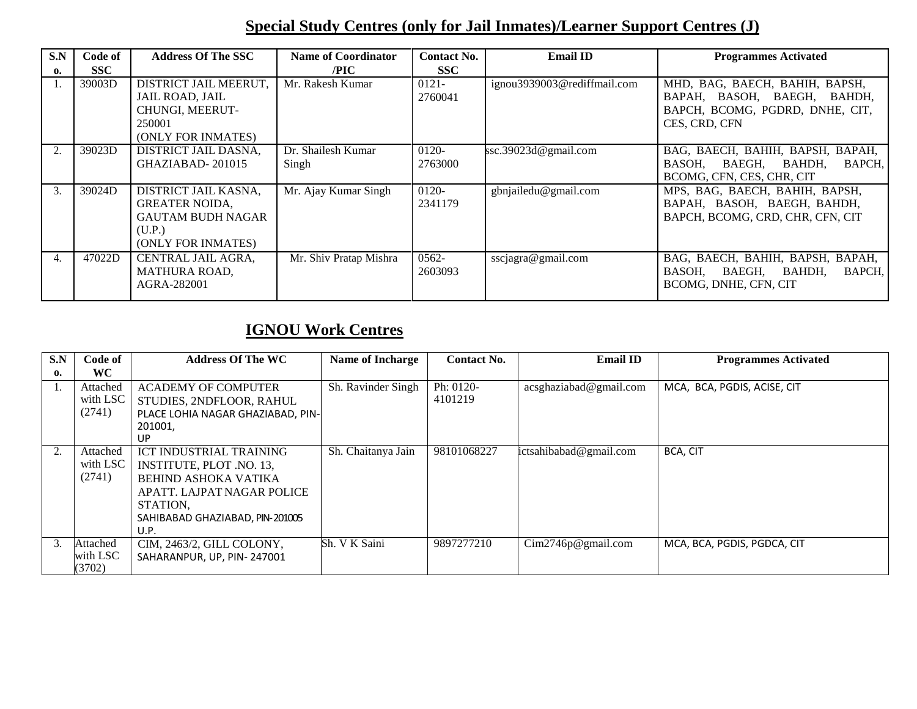## Special Study Centres (only for Jail Inmates)/Learner Support Centres (J)

| S.No. | Code of SSC | Address Of The SSC | Name of Coordinator /PIC | Contact No. SSC | Email ID | Programmes Activated |
|---|---|---|---|---|---|---|
| 1. | 39003D | DISTRICT JAIL MEERUT, JAIL ROAD, JAIL CHUNGI, MEERUT-250001 (ONLY FOR INMATES) | Mr. Rakesh Kumar | 0121-2760041 | ignou3939003@rediffmail.com | MHD, BAG, BAECH, BAHIH, BAPSH, BAPAH, BASOH, BAEGH, BAHDH, BAPCH, BCOMG, PGDRD, DNHE, CIT, CES, CRD, CFN |
| 2. | 39023D | DISTRICT JAIL DASNA, GHAZIABAD- 201015 | Dr. Shailesh Kumar Singh | 0120-2763000 | ssc.39023d@gmail.com | BAG, BAECH, BAHIH, BAPSH, BAPAH, BASOH, BAEGH, BAHDH, BAPCH, BCOMG, CFN, CES, CHR, CIT |
| 3. | 39024D | DISTRICT JAIL KASNA, GREATER NOIDA, GAUTAM BUDH NAGAR (U.P.) (ONLY FOR INMATES) | Mr. Ajay Kumar Singh | 0120-2341179 | gbnjailedu@gmail.com | MPS, BAG, BAECH, BAHIH, BAPSH, BAPAH, BASOH, BAEGH, BAHDH, BAPCH, BCOMG, CRD, CHR, CFN, CIT |
| 4. | 47022D | CENTRAL JAIL AGRA, MATHURA ROAD, AGRA-282001 | Mr. Shiv Pratap Mishra | 0562-2603093 | sscjagra@gmail.com | BAG, BAECH, BAHIH, BAPSH, BAPAH, BASOH, BAEGH, BAHDH, BAPCH, BCOMG, DNHE, CFN, CIT |

## IGNOU Work Centres

| S.No. | Code of WC | Address Of The WC | Name of Incharge | Contact No. | Email ID | Programmes Activated |
|---|---|---|---|---|---|---|
| 1. | Attached with LSC (2741) | ACADEMY OF COMPUTER STUDIES, 2NDFLOOR, RAHUL PLACE LOHIA NAGAR GHAZIABAD, PIN-201001, UP | Sh. Ravinder Singh | Ph: 0120-4101219 | acsghaziabad@gmail.com | MCA, BCA, PGDIS, ACISE, CIT |
| 2. | Attached with LSC (2741) | ICT INDUSTRIAL TRAINING INSTITUTE, PLOT .NO. 13, BEHIND ASHOKA VATIKA APATT. LAJPAT NAGAR POLICE STATION, SAHIBABAD GHAZIABAD, PIN-201005 U.P. | Sh. Chaitanya Jain | 98101068227 | ictsahibabad@gmail.com | BCA, CIT |
| 3. | Attached with LSC (3702) | CIM, 2463/2, GILL COLONY, SAHARANPUR, UP, PIN- 247001 | Sh. V K Saini | 9897277210 | Cim2746p@gmail.com | MCA, BCA, PGDIS, PGDCA, CIT |